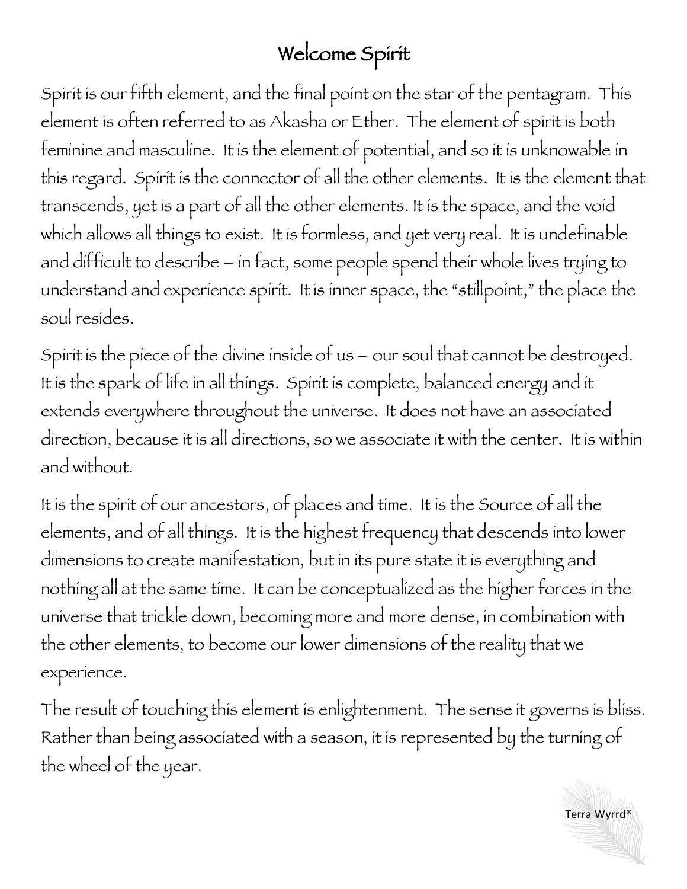# Welcome Spirit

Spirit is our fifth element, and the final point on the star of the pentagram. This element is often referred to as Akasha or Ether. The element of spirit is both feminine and masculine. It is the element of potential, and so it is unknowable in this regard. Spirit is the connector of all the other elements. It is the element that transcends, yet is a part of all the other elements. It is the space, and the void which allows all things to exist. It is formless, and yet very real. It is undefinable and difficult to describe – in fact, some people spend their whole lives trying to understand and experience spirit. It is inner space, the "stillpoint," the place the soul resides.

Spirit is the piece of the divine inside of us – our soul that cannot be destroyed. It is the spark of life in all things. Spirit is complete, balanced energy and it extends everywhere throughout the universe. It does not have an associated direction, because it is all directions, so we associate it with the center. It is within and without.

It is the spirit of our ancestors, of places and time. It is the Source of all the elements, and of all things. It is the highest frequency that descends into lower dimensions to create manifestation, but in its pure state it is everything and nothing all at the same time. It can be conceptualized as the higher forces in the universe that trickle down, becoming more and more dense, in combination with the other elements, to become our lower dimensions of the reality that we experience.

The result of touching this element is enlightenment. The sense it governs is bliss. Rather than being associated with a season, it is represented by the turning of the wheel of the year.

Terra Wyrrd®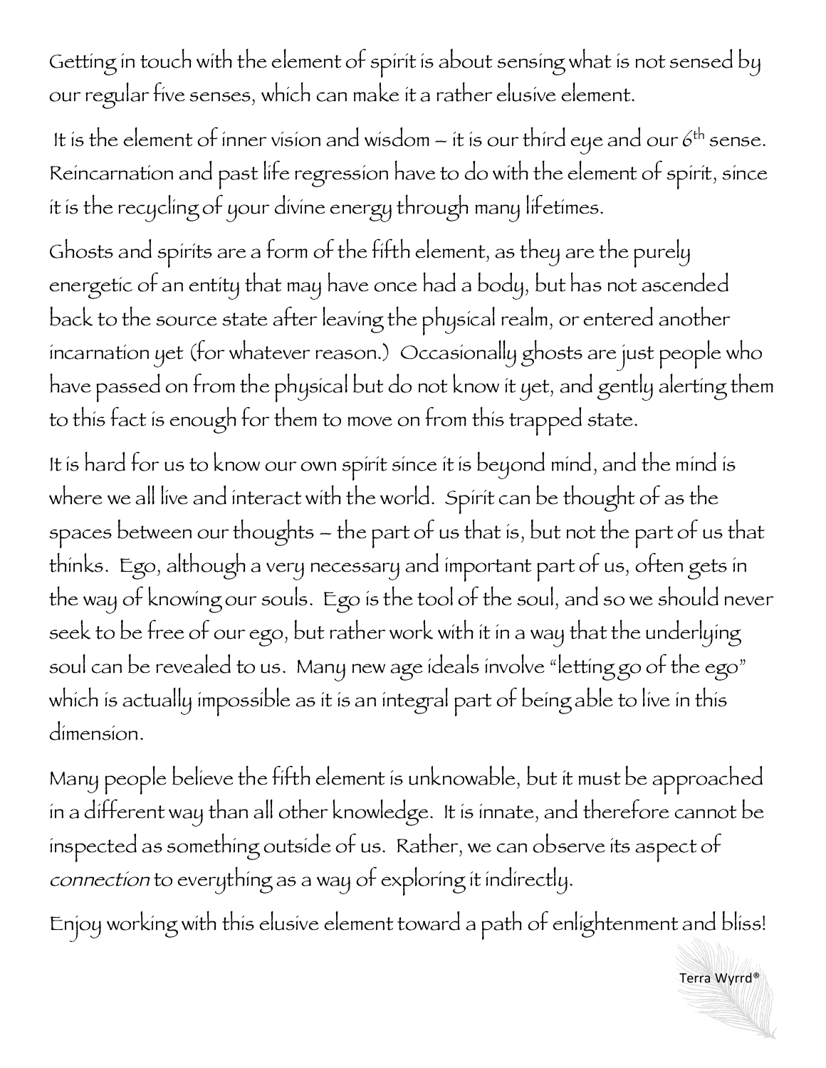Getting in touch with the element of spirit is about sensing what is not sensed by our regular five senses, which can make it a rather elusive element.

It is the element of inner vision and wisdom – it is our third eye and our 6th sense. Reincarnation and past life regression have to do with the element of spirit, since it is the recycling of your divine energy through many lifetimes.

Ghosts and spirits are a form of the fifth element, as they are the purely energetic of an entity that may have once had a body, but has not ascended back to the source state after leaving the physical realm, or entered another incarnation yet (for whatever reason.) Occasionally ghosts are just people who have passed on from the physical but do not know it yet, and gently alerting them to this fact is enough for them to move on from this trapped state.

It is hard for us to know our own spirit since it is beyond mind, and the mind is where we all live and interact with the world. Spirit can be thought of as the spaces between our thoughts – the part of us that is, but not the part of us that thinks. Ego, although a very necessary and important part of us, often gets in the way of knowing our souls. Ego is the tool of the soul, and so we should never seek to be free of our ego, but rather work with it in a way that the underlying soul can be revealed to us. Many new age ideals involve "letting go of the ego" which is actually impossible as it is an integral part of being able to live in this dimension.

Many people believe the fifth element is unknowable, but it must be approached in a different way than all other knowledge. It is innate, and therefore cannot be inspected as something outside of us. Rather, we can observe its aspect of *connection* to everything as a way of exploring it indirectly.

Enjoy working with this elusive element toward a path of enlightenment and bliss!

Terra Wyrrd®